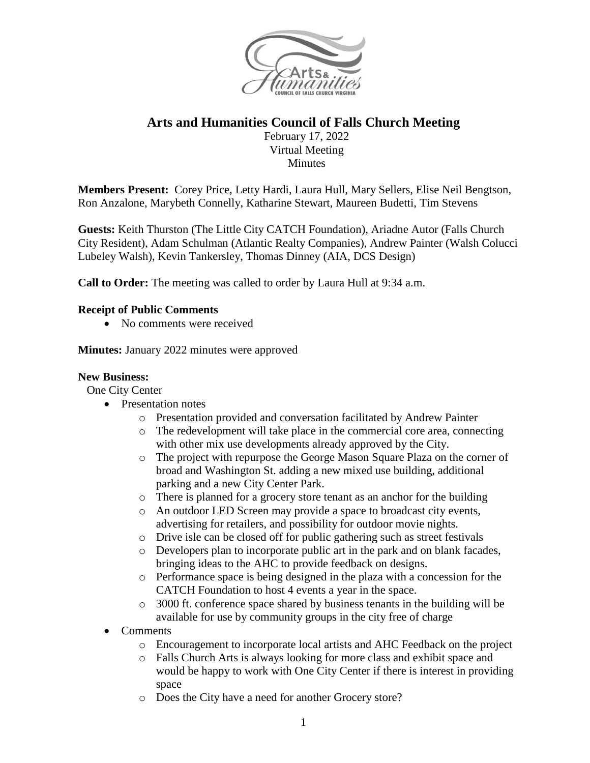# Arts and Humanities Council of Falls Church Meeting

February 17, 2022
Virtual Meeting
Minutes

**Members Present:** Corey Price, Letty Hardi, Laura Hull, Mary Sellers, Elise Neil Bengtson, Ron Anzalone, Marybeth Connelly, Katharine Stewart, Maureen Budetti, Tim Stevens

**Guests:** Keith Thurston (The Little City CATCH Foundation), Ariadne Autor (Falls Church City Resident), Adam Schulman (Atlantic Realty Companies), Andrew Painter (Walsh Colucci Lubeley Walsh), Kevin Tankersley, Thomas Dinney (AIA, DCS Design)

**Call to Order:** The meeting was called to order by Laura Hull at 9:34 a.m.

**Receipt of Public Comments**

- No comments were received

**Minutes:** January 2022 minutes were approved

**New Business:**

One City Center

- Presentation notes
  - Presentation provided and conversation facilitated by Andrew Painter
  - The redevelopment will take place in the commercial core area, connecting with other mix use developments already approved by the City.
  - The project with repurpose the George Mason Square Plaza on the corner of broad and Washington St. adding a new mixed use building, additional parking and a new City Center Park.
  - There is planned for a grocery store tenant as an anchor for the building
  - An outdoor LED Screen may provide a space to broadcast city events, advertising for retailers, and possibility for outdoor movie nights.
  - Drive isle can be closed off for public gathering such as street festivals
  - Developers plan to incorporate public art in the park and on blank facades, bringing ideas to the AHC to provide feedback on designs.
  - Performance space is being designed in the plaza with a concession for the CATCH Foundation to host 4 events a year in the space.
  - 3000 ft. conference space shared by business tenants in the building will be available for use by community groups in the city free of charge
- Comments
  - Encouragement to incorporate local artists and AHC Feedback on the project
  - Falls Church Arts is always looking for more class and exhibit space and would be happy to work with One City Center if there is interest in providing space
  - Does the City have a need for another Grocery store?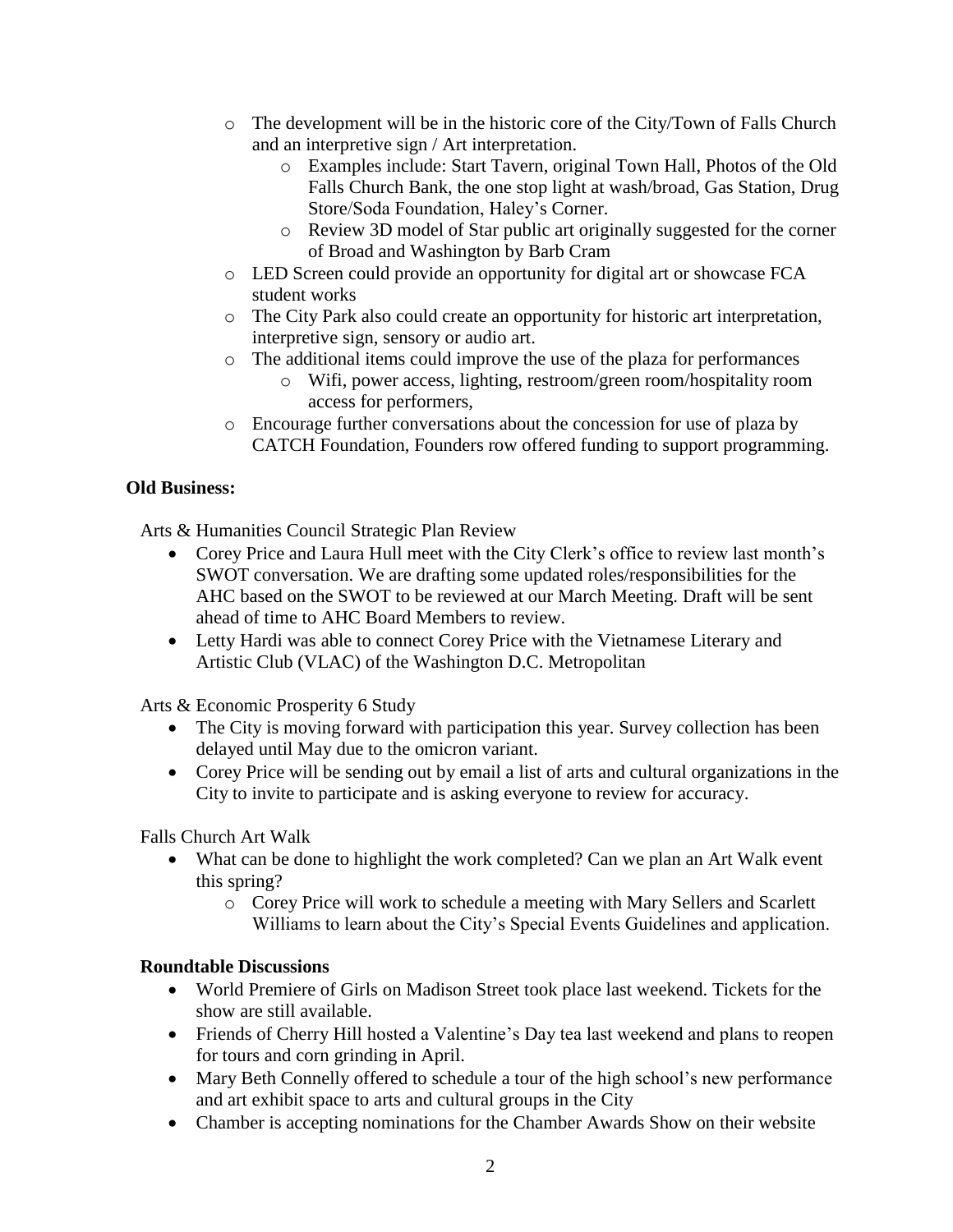- The development will be in the historic core of the City/Town of Falls Church and an interpretive sign / Art interpretation.
  - Examples include: Start Tavern, original Town Hall, Photos of the Old Falls Church Bank, the one stop light at wash/broad, Gas Station, Drug Store/Soda Foundation, Haley's Corner.
  - Review 3D model of Star public art originally suggested for the corner of Broad and Washington by Barb Cram
- LED Screen could provide an opportunity for digital art or showcase FCA student works
- The City Park also could create an opportunity for historic art interpretation, interpretive sign, sensory or audio art.
- The additional items could improve the use of the plaza for performances
  - Wifi, power access, lighting, restroom/green room/hospitality room access for performers,
- Encourage further conversations about the concession for use of plaza by CATCH Foundation, Founders row offered funding to support programming.

**Old Business:**

Arts & Humanities Council Strategic Plan Review

- Corey Price and Laura Hull meet with the City Clerk's office to review last month's SWOT conversation. We are drafting some updated roles/responsibilities for the AHC based on the SWOT to be reviewed at our March Meeting. Draft will be sent ahead of time to AHC Board Members to review.
- Letty Hardi was able to connect Corey Price with the Vietnamese Literary and Artistic Club (VLAC) of the Washington D.C. Metropolitan

Arts & Economic Prosperity 6 Study

- The City is moving forward with participation this year. Survey collection has been delayed until May due to the omicron variant.
- Corey Price will be sending out by email a list of arts and cultural organizations in the City to invite to participate and is asking everyone to review for accuracy.

Falls Church Art Walk

- What can be done to highlight the work completed? Can we plan an Art Walk event this spring?
  - Corey Price will work to schedule a meeting with Mary Sellers and Scarlett Williams to learn about the City's Special Events Guidelines and application.

**Roundtable Discussions**

- World Premiere of Girls on Madison Street took place last weekend. Tickets for the show are still available.
- Friends of Cherry Hill hosted a Valentine's Day tea last weekend and plans to reopen for tours and corn grinding in April.
- Mary Beth Connelly offered to schedule a tour of the high school's new performance and art exhibit space to arts and cultural groups in the City
- Chamber is accepting nominations for the Chamber Awards Show on their website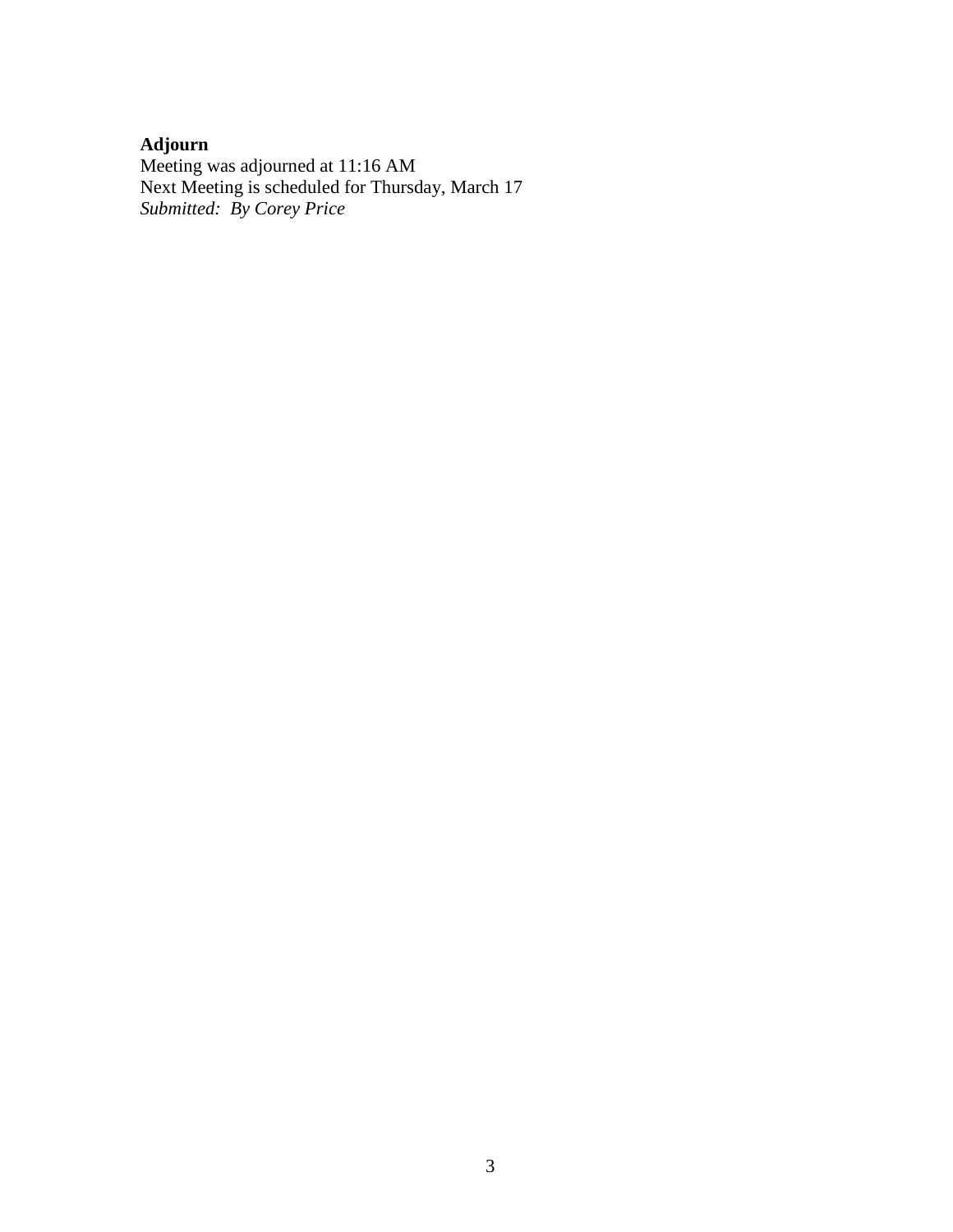**Adjourn**

Meeting was adjourned at 11:16 AM
Next Meeting is scheduled for Thursday, March 17
*Submitted: By Corey Price*